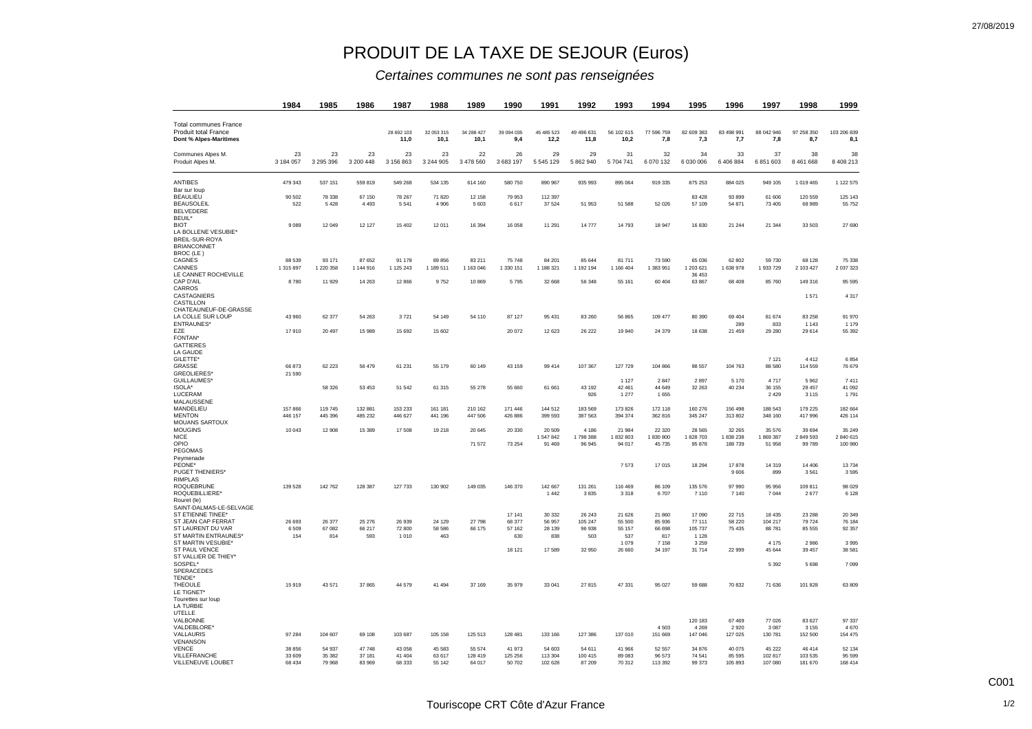# PRODUIT DE LA TAXE DE SEJOUR (Euros)

*Certaines communes ne sont pas renseignées*

| | 1984 | 1985 | 1986 | 1987 | 1988 | 1989 | 1990 | 1991 | 1992 | 1993 | 1994 | 1995 | 1996 | 1997 | 1998 | 1999 |
|---|---|---|---|---|---|---|---|---|---|---|---|---|---|---|---|---|
| Total communes France | | | | | | | | | | | | | | | | |
| Produit total France | | | | 28 692 103 | 32 053 315 | 34 288 427 | 39 094 035 | 45 485 523 | 49 496 631 | 56 102 615 | 77 596 759 | 82 609 383 | 83 498 991 | 88 042 946 | 97 258 350 | 103 206 839 |
| **Dont % Alpes-Maritimes** | | | | 11,0 | 10,1 | 10,1 | 9,4 | 12,2 | 11,8 | 10,2 | 7,8 | 7,3 | 7,7 | 7,8 | 8,7 | 8,1 |
| Communes Alpes M. | 23 | 23 | 23 | 23 | 23 | 22 | 26 | 29 | 29 | 31 | 32 | 34 | 33 | 37 | 38 | 38 |
| Produit Alpes M. | 3 184 057 | 3 295 396 | 3 200 448 | 3 156 863 | 3 244 905 | 3 478 560 | 3 683 197 | 5 545 129 | 5 862 940 | 5 704 741 | 6 070 132 | 6 030 006 | 6 406 884 | 6 851 603 | 8 461 668 | 8 408 213 |
| ANTIBES | 479 343 | 537 151 | 559 819 | 549 268 | 534 135 | 614 160 | 580 750 | 890 967 | 935 993 | 895 064 | 919 335 | 875 253 | 884 025 | 949 105 | 1 019 465 | 1 122 575 |
| Bar sur loup | | | | | | | | | | | | | | | | |
| BEAULIEU | 90 502 | 78 338 | 67 150 | 78 267 | 71 820 | 12 158 | 79 953 | 112 397 | | | | 83 428 | 93 899 | 61 606 | 120 559 | 125 143 |
| BEAUSOLEIL | 522 | 5 428 | 4 493 | 5 541 | 4 906 | 5 603 | 6 617 | 37 524 | 51 953 | 51 588 | 52 026 | 57 109 | 54 871 | 73 405 | 68 989 | 55 752 |
| BELVEDERE | | | | | | | | | | | | | | | | |
| BEUIL* | | | | | | | | | | | | | | | | |
| BIOT | 9 089 | 12 049 | 12 127 | 15 402 | 12 011 | 16 394 | 16 058 | 11 291 | 14 777 | 14 793 | 18 947 | 16 830 | 21 244 | 21 344 | 33 503 | 27 690 |
| LA BOLLENE VESUBIE* | | | | | | | | | | | | | | | | |
| BREIL-SUR-ROYA | | | | | | | | | | | | | | | | |
| BRIANCONNET | | | | | | | | | | | | | | | | |
| BROC (LE ) | | | | | | | | | | | | | | | | |
| CAGNES | 88 539 | 93 171 | 87 652 | 91 178 | 89 856 | 83 211 | 75 748 | 84 201 | 85 644 | 81 711 | 73 590 | 65 036 | 62 802 | 59 730 | 68 128 | 75 338 |
| CANNES | 1 315 897 | 1 220 358 | 1 144 916 | 1 125 243 | 1 189 511 | 1 163 046 | 1 330 151 | 1 188 321 | 1 192 194 | 1 166 404 | 1 383 951 | 1 203 621 | 1 638 978 | 1 933 729 | 2 103 427 | 2 037 323 |
| LE CANNET ROCHEVILLE | | | | | | | | | | | | 36 453 | | | | |
| CAP D'AIL | 8 780 | 11 929 | 14 263 | 12 866 | 9 752 | 10 869 | 5 795 | 32 668 | 56 348 | 55 161 | 60 404 | 63 867 | 68 408 | 85 760 | 149 316 | 95 595 |
| CARROS | | | | | | | | | | | | | | | | |
| CASTAGNIERS | | | | | | | | | | | | | | | 1 571 | 4 317 |
| CASTILLON | | | | | | | | | | | | | | | | |
| CHATEAUNEUF-DE-GRASSE | | | | | | | | | | | | | | | | |
| LA COLLE SUR LOUP | 43 960 | 62 377 | 54 263 | 3 721 | 54 149 | 54 110 | 87 127 | 95 431 | 83 260 | 56 865 | 109 477 | 80 390 | 69 404 | 81 674 | 83 258 | 91 970 |
| ENTRAUNES* | | | | | | | | | | | | | 289 | 833 | 1 143 | 1 179 |
| EZE | 17 910 | 20 497 | 15 989 | 15 692 | 15 602 | | 20 072 | 12 623 | 26 222 | 19 940 | 24 379 | 18 638 | 21 459 | 29 280 | 29 614 | 55 392 |
| FONTAN* | | | | | | | | | | | | | | | | |
| GATTIERES | | | | | | | | | | | | | | | | |
| LA GAUDE | | | | | | | | | | | | | | | | |
| GILETTE* | | | | | | | | | | | | | | 7 121 | 4 412 | 6 854 |
| GRASSE | 66 873 | 62 223 | 56 479 | 61 231 | 55 179 | 60 149 | 43 159 | 99 414 | 107 367 | 127 729 | 104 866 | 98 557 | 104 763 | 88 580 | 114 559 | 76 679 |
| GREOLIERES* | 21 590 | | | | | | | | | | | | | | | |
| GUILLAUMES* | | | | | | | | | | 1 127 | 2 847 | 2 897 | 5 170 | 4 717 | 5 962 | 7 411 |
| ISOLA* | | 58 326 | 53 453 | 51 542 | 61 315 | 55 278 | 55 660 | 61 661 | 43 192 | 42 461 | 44 649 | 32 263 | 40 234 | 36 155 | 28 457 | 41 092 |
| LUCERAM | | | | | | | | | 926 | 1 277 | 1 655 | | | 2 429 | 3 115 | 1 791 |
| MALAUSSENE | | | | | | | | | | | | | | | | |
| MANDELIEU | 157 866 | 119 745 | 132 881 | 153 233 | 161 181 | 210 162 | 171 446 | 144 512 | 183 569 | 173 826 | 172 118 | 160 276 | 156 498 | 188 543 | 179 225 | 182 664 |
| MENTON | 446 157 | 445 396 | 485 232 | 446 627 | 441 196 | 447 506 | 426 886 | 399 593 | 387 563 | 394 374 | 362 816 | 345 247 | 313 802 | 348 160 | 417 996 | 426 114 |
| MOUANS SARTOUX | | | | | | | | | | | | | | | | |
| MOUGINS | 10 043 | 12 908 | 15 389 | 17 508 | 19 218 | 20 645 | 20 330 | 20 509 | 4 186 | 21 984 | 22 320 | 28 565 | 32 265 | 35 576 | 39 694 | 35 249 |
| NICE | | | | | | | | 1 547 842 | 1 798 388 | 1 832 803 | 1 830 800 | 1 828 703 | 1 838 238 | 1 869 387 | 2 849 593 | 2 840 615 |
| OPIO | | | | | | 71 572 | 73 254 | 91 469 | 96 945 | 94 017 | 45 735 | 95 878 | 188 739 | 51 958 | 99 789 | 100 980 |
| PEGOMAS | | | | | | | | | | | | | | | | |
| Peymenade | | | | | | | | | | | | | | | | |
| PEONE* | | | | | | | | | | 7 573 | 17 015 | 18 294 | 17 878 | 14 319 | 14 406 | 13 734 |
| PUGET THENIERS* | | | | | | | | | | | | | 9 606 | 899 | 3 561 | 3 595 |
| RIMPLAS | | | | | | | | | | | | | | | | |
| ROQUEBRUNE | 139 528 | 142 762 | 128 387 | 127 733 | 130 902 | 149 035 | 146 370 | 142 667 | 131 261 | 116 469 | 86 109 | 135 576 | 97 990 | 95 956 | 109 811 | 98 029 |
| ROQUEBILLIERE* | | | | | | | | 1 442 | 3 835 | 3 318 | 6 707 | 7 110 | 7 140 | 7 044 | 2 677 | 6 128 |
| Rouret (le) | | | | | | | | | | | | | | | | |
| SAINT-DALMAS-LE-SELVAGE | | | | | | | | | | | | | | | | |
| ST ETIENNE TINEE* | | | | | | | 17 141 | 30 332 | 26 243 | 21 626 | 21 860 | 17 090 | 22 715 | 18 435 | 23 288 | 20 349 |
| ST JEAN CAP FERRAT | 26 693 | 26 377 | 25 276 | 26 939 | 24 129 | 27 798 | 68 377 | 56 957 | 105 247 | 55 500 | 85 936 | 77 111 | 58 220 | 104 217 | 79 724 | 76 184 |
| ST LAURENT DU VAR | 6 509 | 67 082 | 66 217 | 72 800 | 58 586 | 66 175 | 57 162 | 28 139 | 96 938 | 55 157 | 66 698 | 105 737 | 75 435 | 88 781 | 85 555 | 92 357 |
| ST MARTIN ENTRAUNES* | 154 | 814 | 593 | 1 010 | 463 | | 630 | 838 | 503 | 537 | 817 | 1 128 | | | | |
| ST MARTIN VESUBIE* | | | | | | | | | | 1 079 | 7 158 | 3 259 | | 4 175 | 2 986 | 3 995 |
| ST PAUL VENCE | | | | | | | 18 121 | 17 589 | 32 950 | 26 660 | 34 197 | 31 714 | 22 999 | 45 644 | 39 457 | 38 581 |
| ST VALLIER DE THIEY* | | | | | | | | | | | | | | | | |
| SOSPEL* | | | | | | | | | | | | | | 5 392 | 5 698 | 7 099 |
| SPERACEDES | | | | | | | | | | | | | | | | |
| TENDE* | | | | | | | | | | | | | | | | |
| THEOULE | 15 919 | 43 571 | 37 865 | 44 579 | 41 494 | 37 169 | 35 979 | 33 041 | 27 815 | 47 331 | 95 027 | 59 688 | 70 832 | 71 636 | 101 828 | 63 809 |
| LE TIGNET* | | | | | | | | | | | | | | | | |
| Tourettes sur loup | | | | | | | | | | | | | | | | |
| LA TURBIE | | | | | | | | | | | | | | | | |
| UTELLE | | | | | | | | | | | | | | | | |
| VALBONNE | | | | | | | | | | | | 120 183 | 67 469 | 77 026 | 83 627 | 97 337 |
| VALDEBLORE* | | | | | | | | | | | 4 503 | 4 269 | 2 920 | 3 087 | 3 155 | 4 670 |
| VALLAURIS | 97 284 | 104 607 | 69 108 | 103 687 | 105 158 | 125 513 | 128 481 | 133 166 | 127 386 | 137 010 | 151 669 | 147 046 | 127 025 | 130 781 | 152 500 | 154 475 |
| VENANSON | | | | | | | | | | | | | | | | |
| VENCE | 38 856 | 54 937 | 47 748 | 43 058 | 45 583 | 55 574 | 41 973 | 54 603 | 54 611 | 41 966 | 52 557 | 34 876 | 40 075 | 45 222 | 46 414 | 52 134 |
| VILLEFRANCHE | 33 609 | 35 382 | 37 181 | 41 404 | 63 617 | 128 419 | 125 256 | 113 304 | 100 415 | 89 083 | 96 573 | 74 541 | 85 595 | 102 817 | 103 535 | 95 599 |
| VILLENEUVE LOUBET | 68 434 | 79 968 | 83 969 | 68 333 | 55 142 | 64 017 | 50 702 | 102 628 | 87 209 | 70 312 | 113 392 | 99 373 | 105 893 | 107 080 | 181 670 | 168 414 |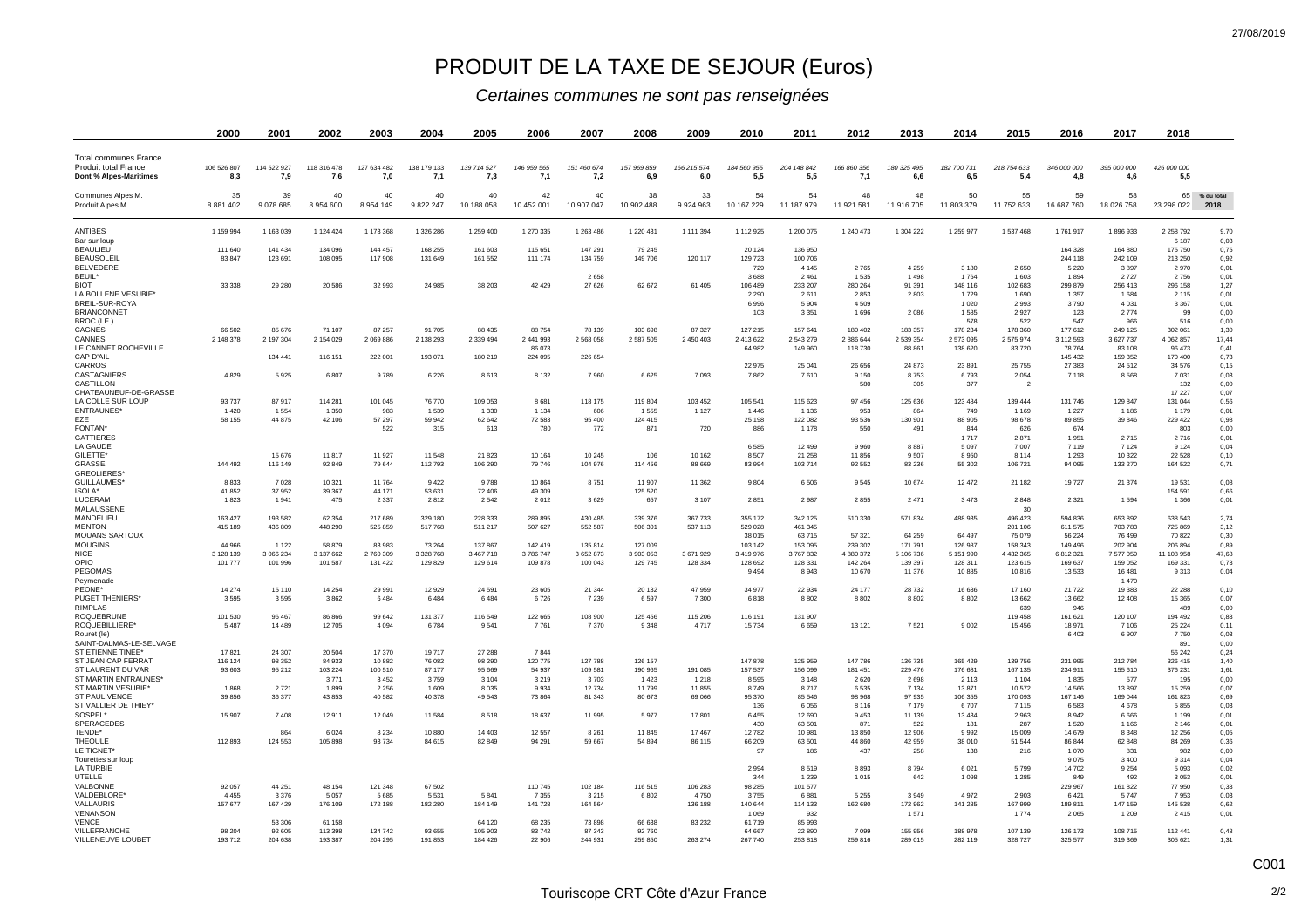# PRODUIT DE LA TAXE DE SEJOUR (Euros)

*Certaines communes ne sont pas renseignées*

| | 2000 | 2001 | 2002 | 2003 | 2004 | 2005 | 2006 | 2007 | 2008 | 2009 | 2010 | 2011 | 2012 | 2013 | 2014 | 2015 | 2016 | 2017 | 2018 | |
|---|---|---|---|---|---|---|---|---|---|---|---|---|---|---|---|---|---|---|---|---|
| Total communes France | | | | | | | | | | | | | | | | | | | | |
| Produit total France | 106 526 807 | 114 522 927 | 118 316 478 | 127 634 482 | 138 179 133 | *139 714 527* | *146 959 565* | *151 460 674* | *157 969 859* | *166 215 574* | *184 560 955* | *204 148 842* | *166 860 356* | *180 325 495* | *182 700 731* | *218 754 633* | *346 000 000* | *395 000 000* | *426 000 000* | |
| **Dont % Alpes-Maritimes** | **8,3** | **7,9** | **7,6** | **7,0** | **7,1** | **7,3** | **7,1** | **7,2** | **6,9** | **6,0** | **5,5** | **5,5** | **7,1** | **6,6** | **6,5** | **5,4** | **4,8** | **4,6** | **5,5** | |
| Communes Alpes M. | 35 | 39 | 40 | 40 | 40 | 40 | 42 | 40 | 38 | 33 | 54 | 54 | 48 | 48 | 50 | 55 | 59 | 58 | 65 | **% du total** |
| Produit Alpes M. | 8 881 402 | 9 078 685 | 8 954 600 | 8 954 149 | 9 822 247 | 10 188 058 | 10 452 001 | 10 907 047 | 10 902 488 | 9 924 963 | 10 167 229 | 11 187 979 | 11 921 581 | 11 916 705 | 11 803 379 | 11 752 633 | 16 687 760 | 18 026 758 | 23 298 022 | **2018** |
| ANTIBES | 1 159 994 | 1 163 039 | 1 124 424 | 1 173 368 | 1 326 286 | 1 259 400 | 1 270 335 | 1 263 486 | 1 220 431 | 1 111 394 | 1 112 925 | 1 200 075 | 1 240 473 | 1 304 222 | 1 259 977 | 1 537 468 | 1 761 917 | 1 896 933 | 2 258 792 | 9,70 |
| Bar sur loup | | | | | | | | | | | | | | | | | | | 6 187 | 0,03 |
| BEAULIEU | 111 640 | 141 434 | 134 096 | 144 457 | 168 255 | 161 603 | 115 651 | 147 291 | 79 245 | | 20 124 | 136 950 | | | | | 164 328 | 164 880 | 175 750 | 0,75 |
| BEAUSOLEIL | 83 847 | 123 691 | 108 095 | 117 908 | 131 649 | 161 552 | 111 174 | 134 759 | 149 706 | 120 117 | 129 723 | 100 706 | | | | | 244 118 | 242 109 | 213 250 | 0,92 |
| BELVEDERE | | | | | | | | | | | 729 | 4 145 | 2 765 | 4 259 | 3 180 | 2 650 | 5 220 | 3 897 | 2 970 | 0,01 |
| BEUIL* | | | | | | | | 2 658 | | | 3 688 | 2 461 | 1 535 | 1 498 | 1 764 | 1 603 | 1 894 | 2 727 | 2 756 | 0,01 |
| BIOT | 33 338 | 29 280 | 20 586 | 32 993 | 24 985 | 38 203 | 42 429 | 27 626 | 62 672 | 61 405 | 106 489 | 233 207 | 280 264 | 91 391 | 148 116 | 102 683 | 299 879 | 256 413 | 296 158 | 1,27 |
| LA BOLLENE VESUBIE* | | | | | | | | | | | 2 290 | 2 611 | 2 853 | 2 803 | 1 729 | 1 690 | 1 357 | 1 684 | 2 115 | 0,01 |
| BREIL-SUR-ROYA | | | | | | | | | | | 6 996 | 5 904 | 4 509 | | 1 020 | 2 993 | 3 790 | 4 031 | 3 367 | 0,01 |
| BRIANCONNET | | | | | | | | | | | 103 | 3 351 | 1 696 | 2 086 | 1 585 | 2 927 | 123 | 2 774 | 99 | 0,00 |
| BROC (LE ) | | | | | | | | | | | | | | | 578 | 522 | 547 | 966 | 516 | 0,00 |
| CAGNES | 66 502 | 85 676 | 71 107 | 87 257 | 91 705 | 88 435 | 88 754 | 78 139 | 103 698 | 87 327 | 127 215 | 157 641 | 180 402 | 183 357 | 178 234 | 178 360 | 177 612 | 249 125 | 302 061 | 1,30 |
| CANNES | 2 148 378 | 2 197 304 | 2 154 029 | 2 069 886 | 2 138 293 | 2 339 494 | 2 441 993 | 2 568 058 | 2 587 505 | 2 450 403 | 2 413 622 | 2 543 279 | 2 886 644 | 2 539 354 | 2 573 095 | 2 575 974 | 3 112 593 | 3 627 737 | 4 062 857 | 17,44 |
| LE CANNET ROCHEVILLE | | | | | | | 86 073 | | | | 64 982 | 149 960 | 118 730 | 88 861 | 138 620 | 83 720 | 78 764 | 83 108 | 96 473 | 0,41 |
| CAP D'AIL | | 134 441 | 116 151 | 222 001 | 193 071 | 180 219 | 224 095 | 226 654 | | | | | | | | | 145 432 | 159 352 | 170 400 | 0,73 |
| CARROS | | | | | | | | | | | 22 975 | 25 041 | 26 656 | 24 873 | 23 891 | 25 755 | 27 383 | 24 512 | 34 576 | 0,15 |
| CASTAGNIERS | 4 829 | 5 925 | 6 807 | 9 789 | 6 226 | 8 613 | 8 132 | 7 960 | 6 625 | 7 093 | 7 862 | 7 610 | 9 150 | 8 753 | 6 793 | 2 054 | 7 118 | 8 568 | 7 031 | 0,03 |
| CASTILLON | | | | | | | | | | | | | 580 | 305 | 377 | 2 | | | 132 | 0,00 |
| CHATEAUNEUF-DE-GRASSE | | | | | | | | | | | | | | | | | | | 17 227 | 0,07 |
| LA COLLE SUR LOUP | 93 737 | 87 917 | 114 281 | 101 045 | 76 770 | 109 053 | 8 681 | 118 175 | 119 804 | 103 452 | 105 541 | 115 623 | 97 456 | 125 636 | 123 484 | 139 444 | 131 746 | 129 847 | 131 044 | 0,56 |
| ENTRAUNES* | 1 420 | 1 554 | 1 350 | 983 | 1 539 | 1 330 | 1 134 | 606 | 1 555 | 1 127 | 1 446 | 1 136 | 953 | 864 | 749 | 1 169 | 1 227 | 1 186 | 1 179 | 0,01 |
| EZE | 58 155 | 44 875 | 42 106 | 57 297 | 59 942 | 62 642 | 72 583 | 95 400 | 124 415 | | 25 198 | 122 082 | 93 536 | 130 901 | 88 905 | 98 678 | 89 855 | 39 846 | 229 422 | 0,98 |
| FONTAN* | | | 522 | | 315 | 613 | 780 | 772 | 871 | 720 | 886 | 1 178 | 550 | 491 | 844 | 626 | 674 | | 803 | 0,00 |
| GATTIERES | | | | | | | | | | | | | | | 1 717 | 2 871 | 1 951 | 2 715 | 2 716 | 0,01 |
| LA GAUDE | | | | | | | | | | | 6 585 | 12 499 | 9 960 | 8 887 | 5 097 | 7 007 | 7 119 | 7 124 | 9 124 | 0,04 |
| GILETTE* | | 15 676 | 11 817 | 11 927 | 11 548 | 21 823 | 10 164 | 10 245 | 106 | 10 162 | 8 507 | 21 258 | 11 856 | 9 507 | 8 950 | 8 114 | 1 293 | 10 322 | 22 528 | 0,10 |
| GRASSE | 144 492 | 116 149 | 92 849 | 79 644 | 112 793 | 106 290 | 79 746 | 104 976 | 114 456 | 88 669 | 83 994 | 103 714 | 92 552 | 83 236 | 55 302 | 106 721 | 94 095 | 133 270 | 164 522 | 0,71 |
| GREOLIERES* | | | | | | | | | | | | | | | | | | | | |
| GUILLAUMES* | 8 833 | 7 028 | 10 321 | 11 764 | 9 422 | 9 788 | 10 864 | 8 751 | 11 907 | 11 362 | 9 804 | 6 506 | 9 545 | 10 674 | 12 472 | 21 182 | 19 727 | 21 374 | 19 531 | 0,08 |
| ISOLA* | 41 852 | 37 952 | 39 367 | 44 171 | 53 631 | 72 406 | 49 309 | | 125 520 | | | | | | | | | | 154 591 | 0,66 |
| LUCERAM | 1 823 | 1 941 | 475 | 2 337 | 2 812 | 2 542 | 2 012 | 3 629 | 657 | 3 107 | 2 851 | 2 987 | 2 855 | 2 471 | 3 473 | 2 848 | 2 321 | 1 594 | 1 366 | 0,01 |
| MALAUSSENE | | | | | | | | | | | | | | | | 30 | | | | |
| MANDELIEU | 163 427 | 193 582 | 62 354 | 217 689 | 329 180 | 228 333 | 289 895 | 430 485 | 339 376 | 367 733 | 355 172 | 342 125 | 510 330 | 571 834 | 488 935 | 496 423 | 594 836 | 653 892 | 638 543 | 2,74 |
| MENTON | 415 189 | 436 809 | 448 290 | 525 859 | 517 768 | 511 217 | 507 627 | 552 587 | 506 301 | 537 113 | 529 028 | 461 345 | | | | 201 106 | 611 575 | 703 783 | 725 869 | 3,12 |
| MOUANS SARTOUX | | | | | | | | | | | 38 015 | 63 715 | 57 321 | 64 259 | 64 497 | 75 079 | 56 224 | 76 499 | 70 822 | 0,30 |
| MOUGINS | 44 966 | 1 122 | 58 879 | 83 983 | 73 264 | 137 867 | 142 419 | 135 814 | 127 009 | | 103 142 | 153 095 | 239 302 | 171 791 | 126 987 | 158 343 | 149 496 | 202 904 | 206 894 | 0,89 |
| NICE | 3 128 139 | 3 066 234 | 3 137 662 | 2 760 309 | 3 328 768 | 3 467 718 | 3 786 747 | 3 652 873 | 3 903 053 | 3 671 929 | 3 419 976 | 3 767 832 | 4 880 372 | 5 106 736 | 5 151 990 | 4 432 365 | 6 812 321 | 7 577 059 | 11 108 958 | 47,68 |
| OPIO | 101 777 | 101 996 | 101 587 | 131 422 | 129 829 | 129 614 | 109 878 | 100 043 | 129 745 | 128 334 | 128 692 | 128 331 | 142 264 | 139 397 | 128 311 | 123 615 | 169 637 | 159 052 | 169 331 | 0,73 |
| PEGOMAS | | | | | | | | | | | 9 494 | 8 943 | 10 670 | 11 376 | 10 885 | 10 816 | 13 533 | 16 481 | 9 313 | 0,04 |
| Peymenade | | | | | | | | | | | | | | | | | | 1 470 | | |
| PEONE* | 14 274 | 15 110 | 14 254 | 29 991 | 12 929 | 24 591 | 23 605 | 21 344 | 20 132 | 47 959 | 34 977 | 22 934 | 24 177 | 28 732 | 16 636 | 17 160 | 21 722 | 19 383 | 22 288 | 0,10 |
| PUGET THENIERS* | 3 595 | 3 595 | 3 862 | 6 484 | 6 484 | 6 484 | 6 726 | 7 239 | 6 597 | 7 300 | 6 818 | 8 802 | 8 802 | 8 802 | 8 802 | 13 662 | 13 662 | 12 408 | 15 365 | 0,07 |
| RIMPLAS | | | | | | | | | | | | | | | | 639 | 946 | | 489 | 0,00 |
| ROQUEBRUNE | 101 530 | 96 467 | 86 866 | 99 642 | 131 377 | 116 549 | 122 665 | 108 900 | 125 456 | 115 206 | 116 191 | 131 907 | | | | 119 458 | 161 621 | 120 107 | 194 492 | 0,83 |
| ROQUEBILLIERE* | 5 487 | 14 489 | 12 705 | 4 094 | 6 784 | 9 541 | 7 761 | 7 370 | 9 348 | 4 717 | 15 734 | 6 659 | 13 121 | 7 521 | 9 002 | 15 456 | 18 971 | 7 106 | 25 224 | 0,11 |
| Rouret (le) | | | | | | | | | | | | | | | | | 6 403 | 6 907 | 7 750 | 0,03 |
| SAINT-DALMAS-LE-SELVAGE | | | | | | | | | | | | | | | | | | | 891 | 0,00 |
| ST ETIENNE TINEE* | 17 821 | 24 307 | 20 504 | 17 370 | 19 717 | 27 288 | 7 844 | | | | | | | | | | | | 56 242 | 0,24 |
| ST JEAN CAP FERRAT | 116 124 | 98 352 | 84 933 | 10 882 | 76 082 | 98 290 | 120 775 | 127 788 | 126 157 | | 147 878 | 125 959 | 147 786 | 136 735 | 165 429 | 139 756 | 231 995 | 212 784 | 326 415 | 1,40 |
| ST LAURENT DU VAR | 93 603 | 95 212 | 103 224 | 100 510 | 87 177 | 95 669 | 54 937 | 109 581 | 190 965 | 191 085 | 157 537 | 156 099 | 181 451 | 229 476 | 176 681 | 167 135 | 234 911 | 155 610 | 376 231 | 1,61 |
| ST MARTIN ENTRAUNES* | | | 3 771 | 3 452 | 3 759 | 3 104 | 3 219 | 3 703 | 1 423 | 1 218 | 8 595 | 3 148 | 2 620 | 2 698 | 2 113 | 1 104 | 1 835 | 577 | 195 | 0,00 |
| ST MARTIN VESUBIE* | 1 868 | 2 721 | 1 899 | 2 256 | 1 609 | 8 035 | 9 934 | 12 734 | 11 799 | 11 855 | 8 749 | 8 717 | 6 535 | 7 134 | 13 871 | 10 572 | 14 566 | 13 897 | 15 259 | 0,07 |
| ST PAUL VENCE | 39 856 | 36 377 | 43 853 | 40 582 | 40 378 | 49 543 | 73 864 | 81 343 | 80 673 | 69 066 | 95 370 | 85 546 | 98 968 | 97 935 | 106 355 | 170 093 | 167 146 | 169 044 | 161 823 | 0,69 |
| ST VALLIER DE THIEY* | | | | | | | | | | | 136 | 6 056 | 8 116 | 7 179 | 6 707 | 7 115 | 6 583 | 4 678 | 5 855 | 0,03 |
| SOSPEL* | 15 907 | 7 408 | 12 911 | 12 049 | 11 584 | 8 518 | 18 637 | 11 995 | 5 977 | 17 801 | 6 455 | 12 690 | 9 453 | 11 139 | 13 434 | 2 963 | 8 942 | 6 666 | 1 199 | 0,01 |
| SPERACEDES | | | | | | | | | | | 430 | 63 501 | 871 | 522 | 181 | 287 | 1 520 | 1 166 | 2 146 | 0,01 |
| TENDE* | | 864 | 6 024 | 8 234 | 10 880 | 14 403 | 12 557 | 8 261 | 11 845 | 17 467 | 12 782 | 10 981 | 13 850 | 12 906 | 9 992 | 15 009 | 14 679 | 8 348 | 12 256 | 0,05 |
| THEOULE | 112 893 | 124 553 | 105 898 | 93 734 | 84 615 | 82 849 | 94 291 | 59 667 | 54 894 | 86 115 | 66 209 | 63 501 | 44 860 | 42 959 | 38 010 | 51 544 | 86 844 | 62 848 | 84 269 | 0,36 |
| LE TIGNET* | | | | | | | | | | | 97 | 186 | 437 | 258 | 138 | 216 | 1 070 | 831 | 982 | 0,00 |
| Tourettes sur loup | | | | | | | | | | | | | | | | | 9 075 | 3 400 | 9 314 | 0,04 |
| LA TURBIE | | | | | | | | | | | 2 994 | 8 519 | 8 893 | 8 794 | 6 021 | 5 799 | 14 702 | 9 254 | 5 093 | 0,02 |
| UTELLE | | | | | | | | | | | 344 | 1 239 | 1 015 | 642 | 1 098 | 1 285 | 849 | 492 | 3 053 | 0,01 |
| VALBONNE | 92 057 | 44 251 | 48 154 | 121 348 | 67 502 | | 110 745 | 102 184 | 116 515 | 106 283 | 98 285 | 101 577 | | | | | 229 967 | 161 822 | 77 950 | 0,33 |
| VALDEBLORE* | 4 455 | 3 376 | 5 057 | 5 685 | 5 531 | 5 841 | 7 355 | 3 215 | 6 802 | 4 750 | 3 755 | 6 881 | 5 255 | 3 949 | 4 972 | 2 903 | 6 421 | 5 747 | 7 953 | 0,03 |
| VALLAURIS | 157 677 | 167 429 | 176 109 | 172 188 | 182 280 | 184 149 | 141 728 | 164 564 | | 136 188 | 140 644 | 114 133 | 162 680 | 172 962 | 141 285 | 167 999 | 189 811 | 147 159 | 145 538 | 0,62 |
| VENANSON | | | | | | | | | | | 1 069 | 932 | | 1 571 | | 1 774 | 2 065 | 1 209 | 2 415 | 0,01 |
| VENCE | | 53 306 | 61 158 | | | 64 120 | 68 235 | 73 898 | 66 638 | 83 232 | 61 719 | 85 993 | | | | | | | | |
| VILLEFRANCHE | 98 204 | 92 605 | 113 398 | 134 742 | 93 655 | 105 903 | 83 742 | 87 343 | 92 760 | | 64 667 | 22 890 | 7 099 | 155 956 | 188 978 | 107 139 | 126 173 | 108 715 | 112 441 | 0,48 |
| VILLENEUVE LOUBET | 193 712 | 204 638 | 193 387 | 204 295 | 191 853 | 184 426 | 22 906 | 244 931 | 259 850 | 263 274 | 267 740 | 253 818 | 259 816 | 289 015 | 282 119 | 328 727 | 325 577 | 319 369 | 305 621 | 1,31 |